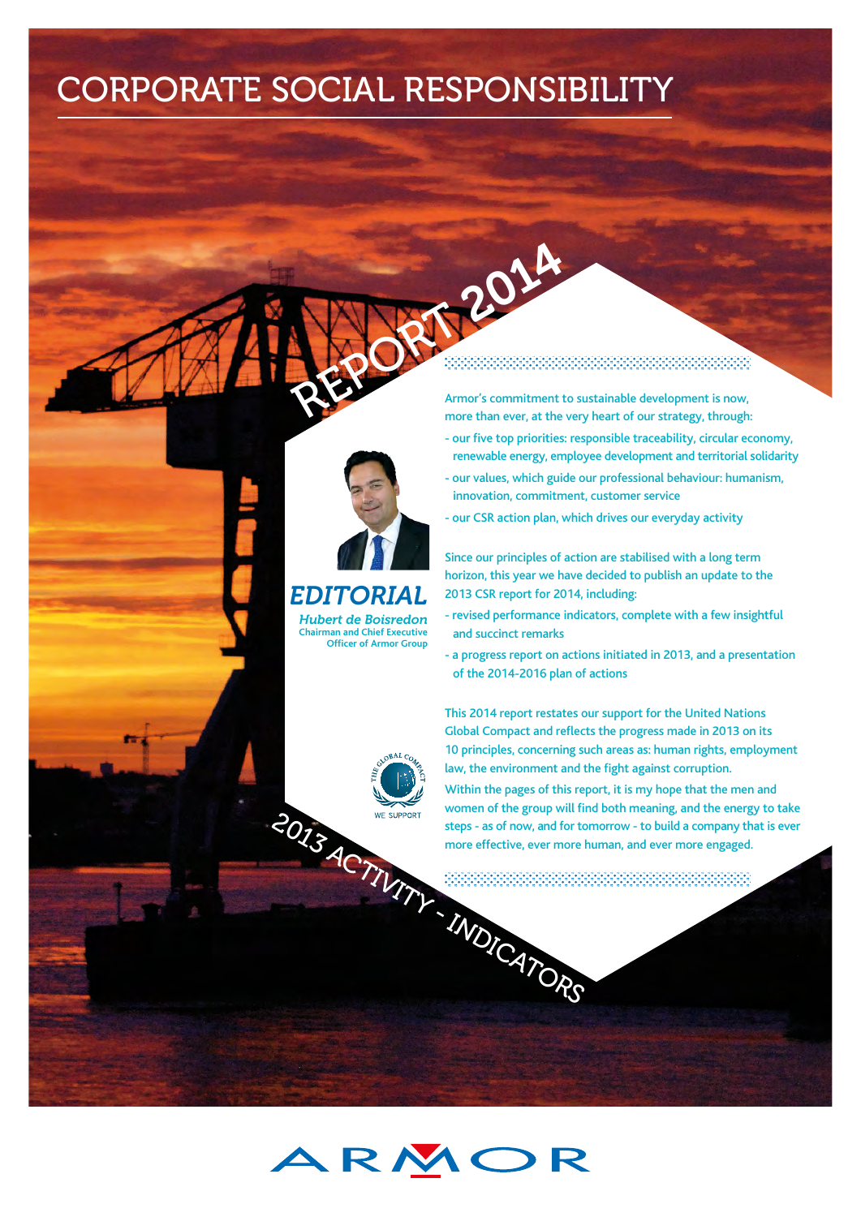# CORPORATE SOCIAL RESPONSIBILITY

## REPORT 2014

## 2013 ACTIVITY - INDICATORS

### EDITORIAL

***Hubert de Boisredon***
**Chairman and Chief Executive Officer of Armor Group**

Armor's commitment to sustainable development is now, more than ever, at the very heart of our strategy, through:

- our five top priorities: responsible traceability, circular economy, renewable energy, employee development and territorial solidarity
- our values, which guide our professional behaviour: humanism, innovation, commitment, customer service
- our CSR action plan, which drives our everyday activity

Since our principles of action are stabilised with a long term horizon, this year we have decided to publish an update to the 2013 CSR report for 2014, including:

- revised performance indicators, complete with a few insightful and succinct remarks
- a progress report on actions initiated in 2013, and a presentation of the 2014-2016 plan of actions

This 2014 report restates our support for the United Nations Global Compact and reflects the progress made in 2013 on its 10 principles, concerning such areas as: human rights, employment law, the environment and the fight against corruption.

Within the pages of this report, it is my hope that the men and women of the group will find both meaning, and the energy to take steps - as of now, and for tomorrow - to build a company that is ever more effective, ever more human, and ever more engaged.

THE GLOBAL COMPACT
WE SUPPORT

ARMOR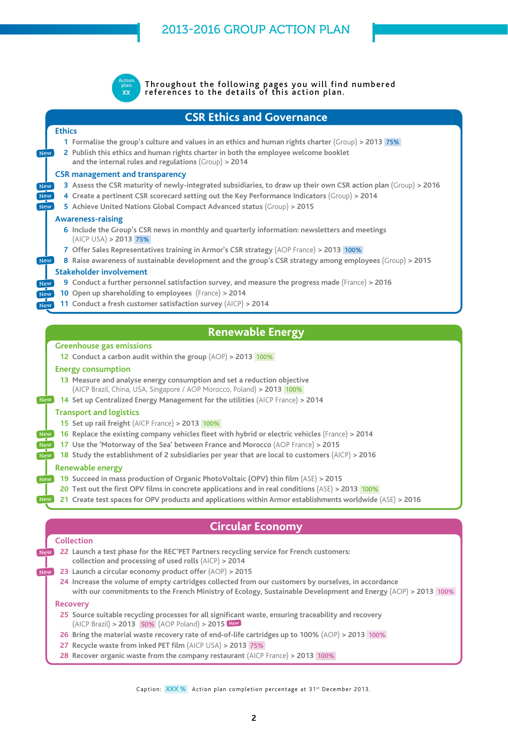# 2013-2016 GROUP ACTION PLAN

Action plan XX — Throughout the following pages you will find numbered references to the details of this action plan.

## CSR Ethics and Governance

### Ethics

1 Formalise the group's culture and values in an ethics and human rights charter (Group) > 2013 75%

New 2 Publish this ethics and human rights charter in both the employee welcome booklet and the internal rules and regulations (Group) > 2014

### CSR management and transparency

New 3 Assess the CSR maturity of newly-integrated subsidiaries, to draw up their own CSR action plan (Group) > 2016

New 4 Create a pertinent CSR scorecard setting out the Key Performance Indicators (Group) > 2014

New 5 Achieve United Nations Global Compact Advanced status (Group) > 2015

### Awareness-raising

6 Include the Group's CSR news in monthly and quarterly information: newsletters and meetings (AICP USA) > 2013 75%

7 Offer Sales Representatives training in Armor's CSR strategy (AOP France) > 2013 100%

New 8 Raise awareness of sustainable development and the group's CSR strategy among employees (Group) > 2015

### Stakeholder involvement

New 9 Conduct a further personnel satisfaction survey, and measure the progress made (France) > 2016

New 10 Open up shareholding to employees (France) > 2014

New 11 Conduct a fresh customer satisfaction survey (AICP) > 2014

## Renewable Energy

### Greenhouse gas emissions

12 Conduct a carbon audit within the group (AOP) > 2013 100%

### Energy consumption

13 Measure and analyse energy consumption and set a reduction objective (AICP Brazil, China, USA, Singapore / AOP Morocco, Poland) > 2013 100%

New 14 Set up Centralized Energy Management for the utilities (AICP France) > 2014

### Transport and logistics

15 Set up rail freight (AICP France) > 2013 100%

New 16 Replace the existing company vehicles fleet with hybrid or electric vehicles (France) > 2014

New 17 Use the 'Motorway of the Sea' between France and Morocco (AOP France) > 2015

New 18 Study the establishment of 2 subsidiaries per year that are local to customers (AICP) > 2016

### Renewable energy

New 19 Succeed in mass production of Organic PhotoVoltaic (OPV) thin film (ASE) > 2015

20 Test out the first OPV films in concrete applications and in real conditions (ASE) > 2013 100%

New 21 Create test spaces for OPV products and applications within Armor establishments worldwide (ASE) > 2016

## Circular Economy

### Collection

New 22 Launch a test phase for the REC'PET Partners recycling service for French customers: collection and processing of used rolls (AICP) > 2014

New 23 Launch a circular economy product offer (AOP) > 2015

24 Increase the volume of empty cartridges collected from our customers by ourselves, in accordance with our commitments to the French Ministry of Ecology, Sustainable Development and Energy (AOP) > 2013 100%

### Recovery

25 Source suitable recycling processes for all significant waste, ensuring traceability and recovery (AICP Brazil) > 2013 50% (AOP Poland) > 2015 New

26 Bring the material waste recovery rate of end-of-life cartridges up to 100% (AOP) > 2013 100%

27 Recycle waste from inked PET film (AICP USA) > 2013 75%

28 Recover organic waste from the company restaurant (AICP France) > 2013 100%

Caption: XXX % Action plan completion percentage at 31st December 2013.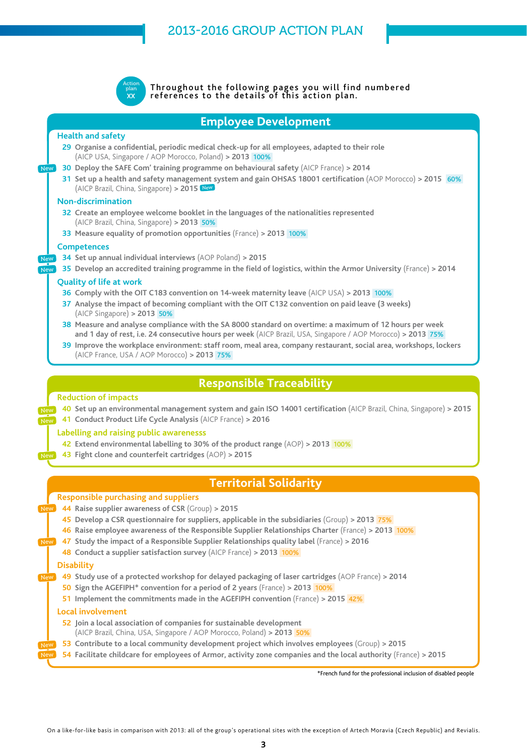# 2013-2016 GROUP ACTION PLAN

Action plan XX — Throughout the following pages you will find numbered references to the details of this action plan.

## Employee Development

### Health and safety

- **29** **Organise a confidential, periodic medical check-up for all employees, adapted to their role** (AICP USA, Singapore / AOP Morocco, Poland) **> 2013** 100%
- New **30** **Deploy the SAFE Com' training programme on behavioural safety** (AICP France) **> 2014**
- **31** **Set up a health and safety management system and gain OHSAS 18001 certification** (AOP Morocco) **> 2015** 60% (AICP Brazil, China, Singapore) **> 2015** New

### Non-discrimination

- **32** **Create an employee welcome booklet in the languages of the nationalities represented** (AICP Brazil, China, Singapore) **> 2013** 50%
- **33** **Measure equality of promotion opportunities** (France) **> 2013** 100%

### Competences

- New **34** **Set up annual individual interviews** (AOP Poland) **> 2015**
- New **35** **Develop an accredited training programme in the field of logistics, within the Armor University** (France) **> 2014**

### Quality of life at work

- **36** **Comply with the OIT C183 convention on 14-week maternity leave** (AICP USA) **> 2013** 100%
- **37** **Analyse the impact of becoming compliant with the OIT C132 convention on paid leave (3 weeks)** (AICP Singapore) **> 2013** 50%
- **38** **Measure and analyse compliance with the SA 8000 standard on overtime: a maximum of 12 hours per week and 1 day of rest, i.e. 24 consecutive hours per week** (AICP Brazil, USA, Singapore / AOP Morocco) **> 2013** 75%
- **39** **Improve the workplace environment: staff room, meal area, company restaurant, social area, workshops, lockers** (AICP France, USA / AOP Morocco) **> 2013** 75%

## Responsible Traceability

### Reduction of impacts

- New **40** **Set up an environmental management system and gain ISO 14001 certification** (AICP Brazil, China, Singapore) **> 2015**
- New **41** **Conduct Product Life Cycle Analysis** (AICP France) **> 2016**

### Labelling and raising public awarenesss

- **42** **Extend environmental labelling to 30% of the product range** (AOP) **> 2013** 100%
- New **43** **Fight clone and counterfeit cartridges** (AOP) **> 2015**

## Territorial Solidarity

### Responsible purchasing and suppliers

- New **44** **Raise supplier awareness of CSR** (Group) **> 2015**
- **45** **Develop a CSR questionnaire for suppliers, applicable in the subsidiaries** (Group) **> 2013** 75%
- **46** **Raise employee awareness of the Responsible Supplier Relationships Charter** (France) **> 2013** 100%
- New **47** **Study the impact of a Responsible Supplier Relationships quality label** (France) **> 2016**
- **48** **Conduct a supplier satisfaction survey** (AICP France) **> 2013** 100%

### Disability

- New **49** **Study use of a protected workshop for delayed packaging of laser cartridges** (AOP France) **> 2014**
- **50** **Sign the AGEFIPH* convention for a period of 2 years** (France) **> 2013** 100%
- **51** **Implement the commitments made in the AGEFIPH convention** (France) **> 2015** 42%

### Local involvement

- **52** **Join a local association of companies for sustainable development** (AICP Brazil, China, USA, Singapore / AOP Morocco, Poland) **> 2013** 50%
- New **53** **Contribute to a local community development project which involves employees** (Group) **> 2015**
- New **54** **Facilitate childcare for employees of Armor, activity zone companies and the local authority** (France) **> 2015**

*French fund for the professional inclusion of disabled people

On a like-for-like basis in comparison with 2013: all of the group's operational sites with the exception of Artech Moravia (Czech Republic) and Revialis.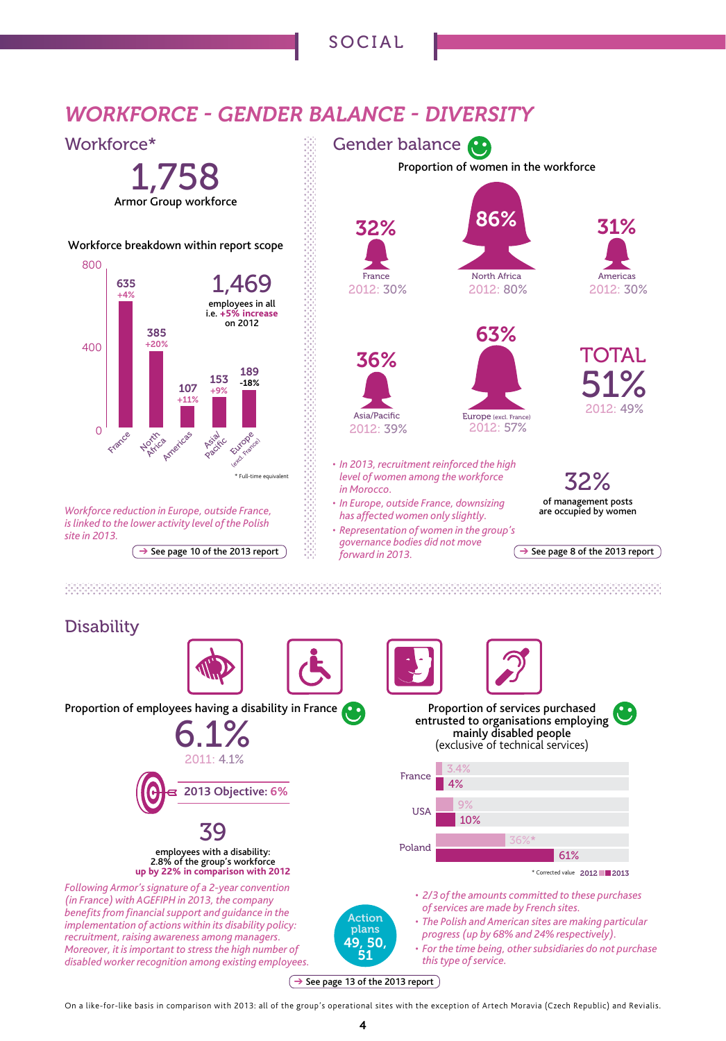# WORKFORCE - GENDER BALANCE - DIVERSITY

## Workforce*

**1,758**
Armor Group workforce

### Workforce breakdown within report scope

| Region | Workforce | Change |
|---|---|---|
| France | 635 | +4% |
| North Africa | 385 | +20% |
| Americas | 107 | +11% |
| Asia/Pacific | 153 | +9% |
| Europe (excl. France) | 189 | -18% |

**1,469** employees in all i.e. **+5% increase** on 2012

\* Full-time equivalent

*Workforce reduction in Europe, outside France, is linked to the lower activity level of the Polish site in 2013.*

→ See page 10 of the 2013 report

## Gender balance

### Proportion of women in the workforce

| Region | 2013 | 2012 |
|---|---|---|
| France | 32% | 30% |
| North Africa | 86% | 80% |
| Americas | 31% | 30% |
| Asia/Pacific | 36% | 39% |
| Europe (excl. France) | 63% | 57% |
| TOTAL | 51% | 49% |

- *In 2013, recruitment reinforced the high level of women among the workforce in Morocco.*
- *In Europe, outside France, downsizing has affected women only slightly.*
- *Representation of women in the group's governance bodies did not move forward in 2013.*

**32%** of management posts are occupied by women

→ See page 8 of the 2013 report

## Disability

### Proportion of employees having a disability in France

**6.1%**
2011: 4.1%

2013 Objective: 6%

**39** employees with a disability: 2.8% of the group's workforce **up by 22% in comparison with 2012**

*Following Armor's signature of a 2-year convention (in France) with AGEFIPH in 2013, the company benefits from financial support and guidance in the implementation of actions within its disability policy: recruitment, raising awareness among managers. Moreover, it is important to stress the high number of disabled worker recognition among existing employees.*

Action plans 49, 50, 51

### Proportion of services purchased entrusted to organisations employing mainly disabled people (exclusive of technical services)

| Country | 2012 | 2013 |
|---|---|---|
| France | 3.4% | 4% |
| USA | 9% | 10% |
| Poland | 36%* | 61% |

\* Corrected value

- *2/3 of the amounts committed to these purchases of services are made by French sites.*
- *The Polish and American sites are making particular progress (up by 68% and 24% respectively).*
- *For the time being, other subsidiaries do not purchase this type of service.*

→ See page 13 of the 2013 report

On a like-for-like basis in comparison with 2013: all of the group's operational sites with the exception of Artech Moravia (Czech Republic) and Revialis.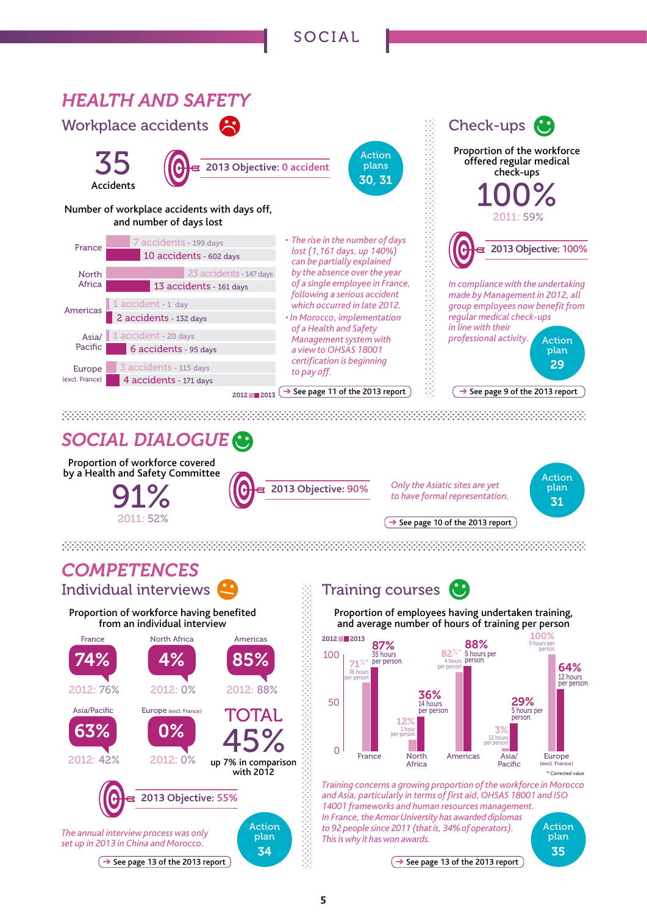# HEALTH AND SAFETY

## Workplace accidents

**35** Accidents

2013 Objective: 0 accident

Action plans 30, 31

Number of workplace accidents with days off, and number of days lost

| | 2012 | 2013 |
|---|---|---|
| France | 7 accidents - 199 days | 10 accidents - 602 days |
| North Africa | 23 accidents - 147 days | 13 accidents - 161 days |
| Americas | 1 accident - 1 day | 2 accidents - 132 days |
| Asia/Pacific | 1 accident - 20 days | 6 accidents - 95 days |
| Europe (excl. France) | 3 accidents - 115 days | 4 accidents - 171 days |

- *The rise in the number of days lost (1,161 days, up 140%) can be partially explained by the absence over the year of a single employee in France, following a serious accident which occurred in late 2012.*
- *In Morocco, implementation of a Health and Safety Management system with a view to OHSAS 18001 certification is beginning to pay off.*

→ See page 11 of the 2013 report

## Check-ups

Proportion of the workforce offered regular medical check-ups

**100%**

2011: 59%

2013 Objective: 100%

*In compliance with the undertaking made by Management in 2012, all group employees now benefit from regular medical check-ups in line with their professional activity.*

Action plan 29

→ See page 9 of the 2013 report

# SOCIAL DIALOGUE

Proportion of workforce covered by a Health and Safety Committee

**91%**

2011: 52%

2013 Objective: 90%

*Only the Asiatic sites are yet to have formal representation.*

Action plan 31

→ See page 10 of the 2013 report

# COMPETENCES

## Individual interviews

Proportion of workforce having benefited from an individual interview

| Region | 2013 | 2012 |
|---|---|---|
| France | 74% | 76% |
| North Africa | 4% | 0% |
| Americas | 85% | 88% |
| Asia/Pacific | 63% | 42% |
| Europe (excl. France) | 0% | 0% |

**TOTAL 45%** up 7% in comparison with 2012

2013 Objective: 55%

*The annual interview process was only set up in 2013 in China and Morocco.*

Action plan 34

→ See page 13 of the 2013 report

## Training courses

Proportion of employees having undertaken training, and average number of hours of training per person

| Region | 2012 | 2013 |
|---|---|---|
| France | 71%* (36 hours per person) | 87% (35 hours per person) |
| North Africa | 12% (1 hour per person) | 36% (14 hours per person) |
| Americas | 82%* (4 hours per person) | 88% (5 hours per person) |
| Asia/Pacific | 3% (12 hours per person) | 29% (5 hours per person) |
| Europe (excl. France) | 100% (9 hours per person) | 64% (12 hours per person) |

\* Corrected value

*Training concerns a growing proportion of the workforce in Morocco and Asia, particularly in terms of first aid, OHSAS 18001 and ISO 14001 frameworks and human resources management.*
*In France, the Armor University has awarded diplomas to 92 people since 2011 (that is, 34% of operators).*
*This is why it has won awards.*

Action plan 35

→ See page 13 of the 2013 report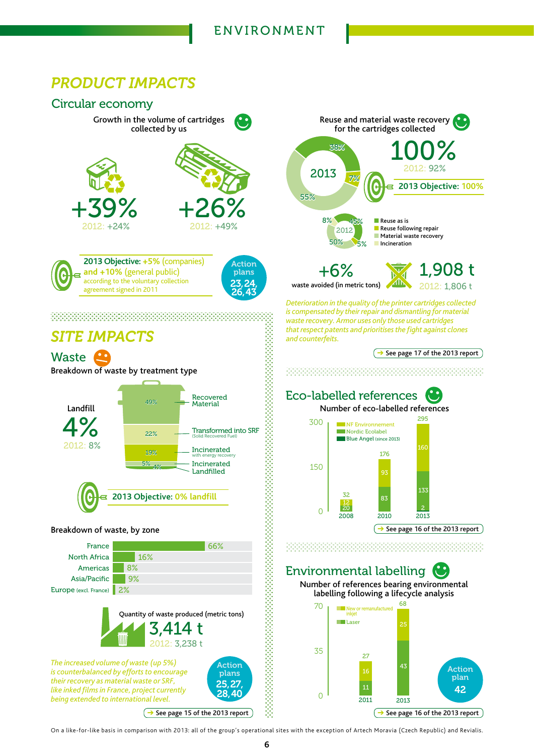# ENVIRONMENT

## PRODUCT IMPACTS

### Circular economy

**Growth in the volume of cartridges collected by us**

+39%
2012: +24%

+26%
2012: +49%

**2013 Objective:** +5% (companies) and +10% (general public) according to the voluntary collection agreement signed in 2011

Action plans 23, 24, 26, 43

**Reuse and material waste recovery for the cartridges collected**

| | 2013 | 2012 |
|---|---|---|
| Reuse as is | 38% | 45% |
| Reuse following repair | 7% | 5% |
| Material waste recovery | 55% | 50% |
| Incineration | | 8% |

100%
2012: 92%

**2013 Objective:** 100%

+6% waste avoided (in metric tons)

1,908 t
2012: 1,806 t

*Deterioration in the quality of the printer cartridges collected is compensated by their repair and dismantling for material waste recovery. Armor uses only those used cartridges that respect patents and prioritises the fight against clones and counterfeits.*

→ See page 17 of the 2013 report

### Eco-labelled references

**Number of eco-labelled references**

| Year | NF Environnement | Nordic Ecolabel | Blue Angel (since 2013) | Total |
|---|---|---|---|---|
| 2008 | 12 | 20 | | 32 |
| 2010 | 93 | 83 | | 176 |
| 2013 | 160 | 133 | 2 | 295 |

→ See page 16 of the 2013 report

### Environmental labelling

**Number of references bearing environmental labelling following a lifecycle analysis**

| Year | New or remanufactured inkjet | Laser | Total |
|---|---|---|---|
| 2011 | 16 | 11 | 27 |
| 2013 | 25 | 43 | 68 |

Action plan 42

→ See page 16 of the 2013 report

## SITE IMPACTS

### Waste

**Breakdown of waste by treatment type**

| Treatment type | Share |
|---|---|
| Recovered Material | 49% |
| Transformed into SRF (Solid Recovered Fuel) | 22% |
| Incinerated with energy recovery | 19% |
| Incinerated | 5% |
| Landfilled | 4% |

Landfill 4%
2012: 8%

**2013 Objective:** 0% landfill

**Breakdown of waste, by zone**

| Zone | Share |
|---|---|
| France | 66% |
| North Africa | 16% |
| Americas | 8% |
| Asia/Pacific | 9% |
| Europe (excl. France) | 2% |

**Quantity of waste produced (metric tons)**

3,414 t
2012: 3,238 t

*The increased volume of waste (up 5%) is counterbalanced by efforts to encourage their recovery as material waste or SRF, like inked films in France, project currently being extended to international level.*

Action plans 25, 27, 28, 40

→ See page 15 of the 2013 report

On a like-for-like basis in comparison with 2013: all of the group's operational sites with the exception of Artech Moravia (Czech Republic) and Revialis.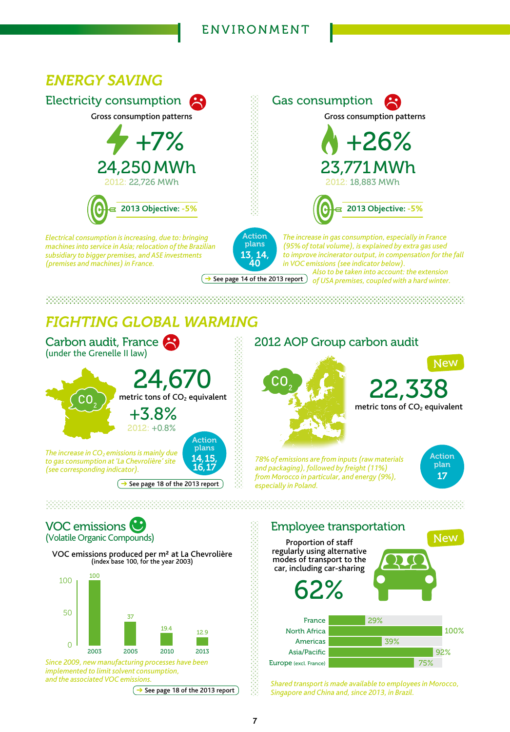# ENVIRONMENT

## ENERGY SAVING

### Electricity consumption

Gross consumption patterns

+7%

24,250 MWh

2012: 22,726 MWh

2013 Objective: -5%

*Electrical consumption is increasing, due to: bringing machines into service in Asia; relocation of the Brazilian subsidiary to bigger premises, and ASE investments (premises and machines) in France.*

### Gas consumption

Gross consumption patterns

+26%

23,771 MWh

2012: 18,883 MWh

2013 Objective: -5%

*The increase in gas consumption, especially in France (95% of total volume), is explained by extra gas used to improve incinerator output, in compensation for the fall in VOC emissions (see indicator below).*

*Also to be taken into account: the extension of USA premises, coupled with a hard winter.*

Action plans 13, 14, 40

→ See page 14 of the 2013 report

## FIGHTING GLOBAL WARMING

### Carbon audit, France

(under the Grenelle II law)

24,670

metric tons of $CO_2$ equivalent

+3.8%

2012: +0.8%

*The increase in $CO_2$ emissions is mainly due to gas consumption at 'La Chevrolière' site (see corresponding indicator).*

Action plans 14, 15, 16, 17

→ See page 18 of the 2013 report

### 2012 AOP Group carbon audit

New

22,338

metric tons of $CO_2$ equivalent

*78% of emissions are from inputs (raw materials and packaging), followed by freight (11%) from Morocco in particular, and energy (9%), especially in Poland.*

Action plan 17

### VOC emissions

(Volatile Organic Compounds)

VOC emissions produced per m² at La Chevrolière
(index base 100, for the year 2003)

| Year | Index |
|---|---|
| 2003 | 100 |
| 2005 | 37 |
| 2010 | 19.4 |
| 2013 | 12.9 |

*Since 2009, new manufacturing processes have been implemented to limit solvent consumption, and the associated VOC emissions.*

→ See page 18 of the 2013 report

### Employee transportation

New

Proportion of staff regularly using alternative modes of transport to the car, including car-sharing

62%

| Region | Proportion |
|---|---|
| France | 29% |
| North Africa | 100% |
| Americas | 39% |
| Asia/Pacific | 92% |
| Europe (excl. France) | 75% |

*Shared transport is made available to employees in Morocco, Singapore and China and, since 2013, in Brazil.*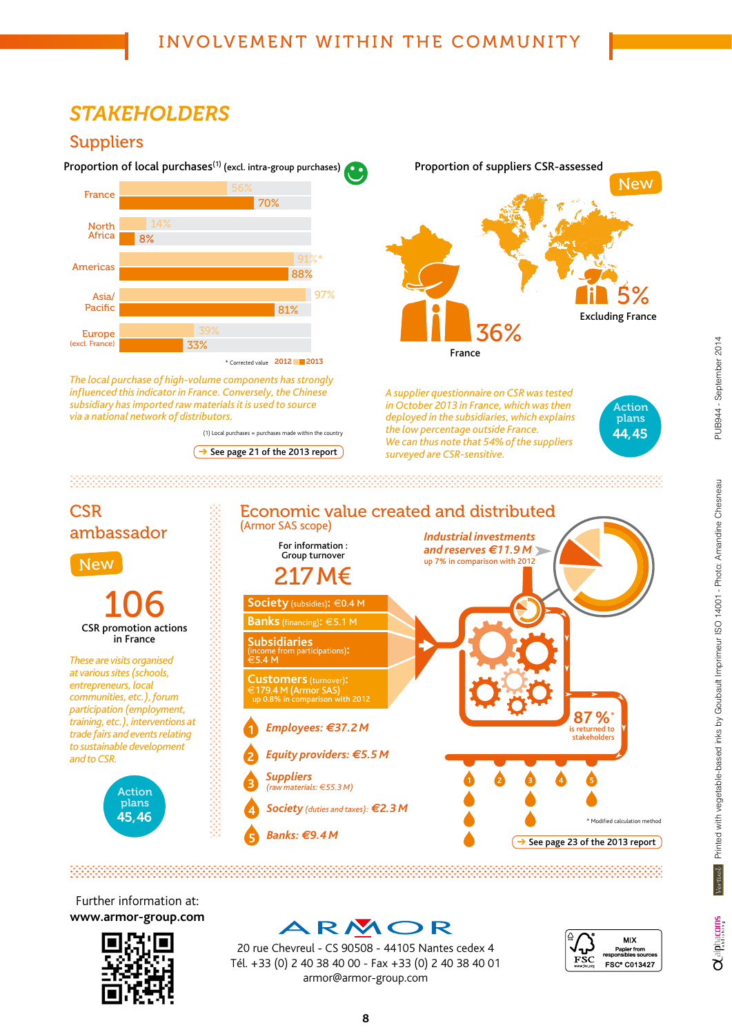# INVOLVEMENT WITHIN THE COMMUNITY

## STAKEHOLDERS

### Suppliers

**Proportion of local purchases(1) (excl. intra-group purchases)**

France
56%
70%

North Africa
14%
8%

Americas
91%*
88%

Asia/Pacific
97%
81%

Europe (excl. France)
39%
33%

\* Corrected value 2012 2013

*The local purchase of high-volume components has strongly influenced this indicator in France. Conversely, the Chinese subsidiary has imported raw materials it is used to source via a national network of distributors.*

(1) Local purchases = purchases made within the country

→ See page 21 of the 2013 report

**Proportion of suppliers CSR-assessed**

New

36%
France

5%
Excluding France

*A supplier questionnaire on CSR was tested in October 2013 in France, which was then deployed in the subsidiaries, which explains the low percentage outside France. We can thus note that 54% of the suppliers surveyed are CSR-sensitive.*

Action plans 44, 45

## CSR ambassador

New

**106**
CSR promotion actions in France

*These are visits organised at various sites (schools, entrepreneurs, local communities, etc.), forum participation (employment, training, etc.), interventions at trade fairs and events relating to sustainable development and to CSR.*

Action plans 45, 46

## Economic value created and distributed

(Armor SAS scope)

For information : Group turnover
**217 M€**

**Society** (subsidies): €0.4 M
**Banks** (financing): €5.1 M
**Subsidiaries** (income from participations): €5.4 M
**Customers** (turnover): €179.4 M (Armor SAS) up 0.8% in comparison with 2012

*Industrial investments and reserves €11.9 M*
up 7% in comparison with 2012

87 %* is returned to stakeholders

1. *Employees: €37.2 M*
2. *Equity providers: €5.5 M*
3. *Suppliers* (raw materials: €55.3 M)
4. *Society* (duties and taxes): *€2.3 M*
5. *Banks: €9.4 M*

\* Modified calculation method

→ See page 23 of the 2013 report

Further information at:
**www.armor-group.com**

ARMOR
20 rue Chevreul - CS 90508 - 44105 Nantes cedex 4
Tél. +33 (0) 2 40 38 40 00 - Fax +33 (0) 2 40 38 40 01
armor@armor-group.com

MIX Papier from responsibles sources FSC® C013427

PUB944 - September 2014
Printed with vegetable-based inks by Goubault Imprimeur ISO 14001 - Photo: Amandine Chesneau